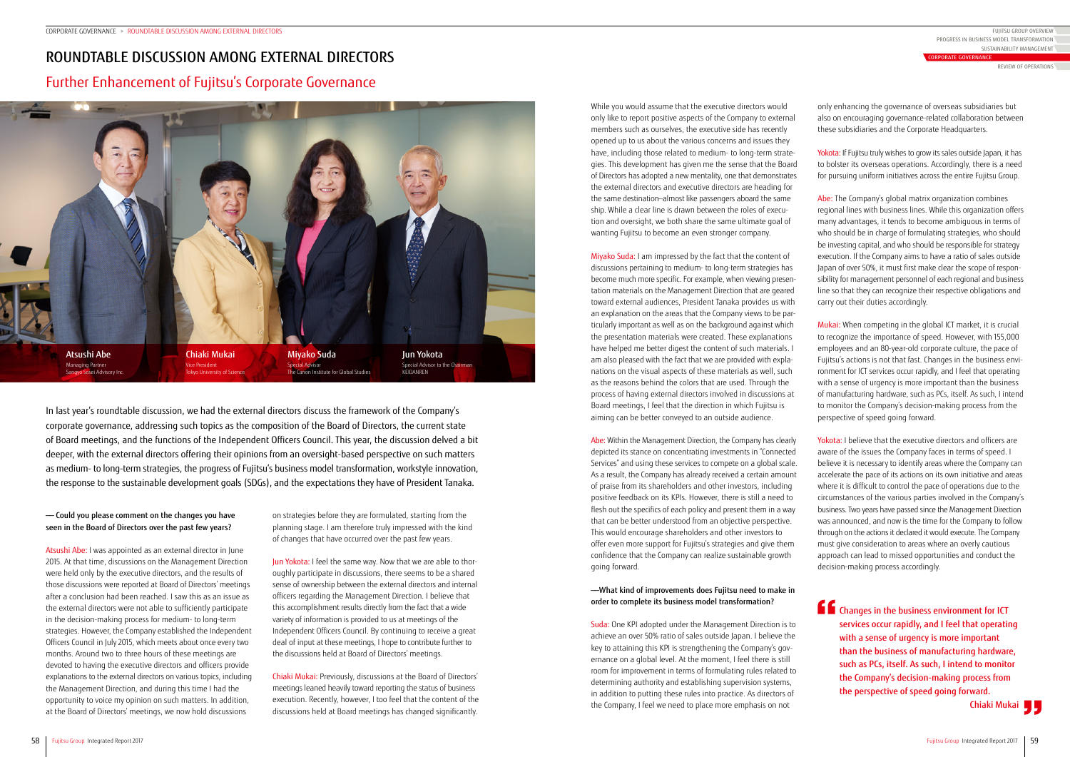# ROUNDTABLE DISCUSSION AMONG EXTERNAL DIRECTORS

## Further Enhancement of Fujitsu's Corporate Governance

**Atsushi Abe**
Managing Partner
Sangyo Sosei Advisory Inc.

**Chiaki Mukai**
Vice President
Tokyo University of Science

**Miyako Suda**
Special Advisor
The Canon Institute for Global Studies

**Jun Yokota**
Special Advisor to the Chairman
KEIDANREN

In last year's roundtable discussion, we had the external directors discuss the framework of the Company's corporate governance, addressing such topics as the composition of the Board of Directors, the current state of Board meetings, and the functions of the Independent Officers Council. This year, the discussion delved a bit deeper, with the external directors offering their opinions from an oversight-based perspective on such matters as medium- to long-term strategies, the progress of Fujitsu's business model transformation, workstyle innovation, the response to the sustainable development goals (SDGs), and the expectations they have of President Tanaka.

**— Could you please comment on the changes you have seen in the Board of Directors over the past few years?**

Atsushi Abe: I was appointed as an external director in June 2015. At that time, discussions on the Management Direction were held only by the executive directors, and the results of those discussions were reported at Board of Directors' meetings after a conclusion had been reached. I saw this as an issue as the external directors were not able to sufficiently participate in the decision-making process for medium- to long-term strategies. However, the Company established the Independent Officers Council in July 2015, which meets about once every two months. Around two to three hours of these meetings are devoted to having the executive directors and officers provide explanations to the external directors on various topics, including the Management Direction, and during this time I had the opportunity to voice my opinion on such matters. In addition, at the Board of Directors' meetings, we now hold discussions on strategies before they are formulated, starting from the planning stage. I am therefore truly impressed with the kind of changes that have occurred over the past few years.

Jun Yokota: I feel the same way. Now that we are able to thoroughly participate in discussions, there seems to be a shared sense of ownership between the external directors and internal officers regarding the Management Direction. I believe that this accomplishment results directly from the fact that a wide variety of information is provided to us at meetings of the Independent Officers Council. By continuing to receive a great deal of input at these meetings, I hope to contribute further to the discussions held at Board of Directors' meetings.

Chiaki Mukai: Previously, discussions at the Board of Directors' meetings leaned heavily toward reporting the status of business execution. Recently, however, I too feel that the content of the discussions held at Board meetings has changed significantly. While you would assume that the executive directors would only like to report positive aspects of the Company to external members such as ourselves, the executive side has recently opened up to us about the various concerns and issues they have, including those related to medium- to long-term strategies. This development has given me the sense that the Board of Directors has adopted a new mentality, one that demonstrates the external directors and executive directors are heading for the same destination—almost like passengers aboard the same ship. While a clear line is drawn between the roles of execution and oversight, we both share the same ultimate goal of wanting Fujitsu to become an even stronger company.

Miyako Suda: I am impressed by the fact that the content of discussions pertaining to medium- to long-term strategies has become much more specific. For example, when viewing presentation materials on the Management Direction that are geared toward external audiences, President Tanaka provides us with an explanation on the areas that the Company views to be particularly important as well as on the background against which the presentation materials were created. These explanations have helped me better digest the content of such materials. I am also pleased with the fact that we are provided with explanations on the visual aspects of these materials as well, such as the reasons behind the colors that are used. Through the process of having external directors involved in discussions at Board meetings, I feel that the direction in which Fujitsu is aiming can be better conveyed to an outside audience.

Abe: Within the Management Direction, the Company has clearly depicted its stance on concentrating investments in "Connected Services" and using these services to compete on a global scale. As a result, the Company has already received a certain amount of praise from its shareholders and other investors, including positive feedback on its KPIs. However, there is still a need to flesh out the specifics of each policy and present them in a way that can be better understood from an objective perspective. This would encourage shareholders and other investors to offer even more support for Fujitsu's strategies and give them confidence that the Company can realize sustainable growth going forward.

**—What kind of improvements does Fujitsu need to make in order to complete its business model transformation?**

Suda: One KPI adopted under the Management Direction is to achieve an over 50% ratio of sales outside Japan. I believe the key to attaining this KPI is strengthening the Company's governance on a global level. At the moment, I feel there is still room for improvement in terms of formulating rules related to determining authority and establishing supervision systems, in addition to putting these rules into practice. As directors of the Company, I feel we need to place more emphasis on not only enhancing the governance of overseas subsidiaries but also on encouraging governance-related collaboration between these subsidiaries and the Corporate Headquarters.

Yokota: If Fujitsu truly wishes to grow its sales outside Japan, it has to bolster its overseas operations. Accordingly, there is a need for pursuing uniform initiatives across the entire Fujitsu Group.

Abe: The Company's global matrix organization combines regional lines with business lines. While this organization offers many advantages, it tends to become ambiguous in terms of who should be in charge of formulating strategies, who should be investing capital, and who should be responsible for strategy execution. If the Company aims to have a ratio of sales outside Japan of over 50%, it must first make clear the scope of responsibility for management personnel of each regional and business line so that they can recognize their respective obligations and carry out their duties accordingly.

Mukai: When competing in the global ICT market, it is crucial to recognize the importance of speed. However, with 155,000 employees and an 80-year-old corporate culture, the pace of Fujitsu's actions is not that fast. Changes in the business environment for ICT services occur rapidly, and I feel that operating with a sense of urgency is more important than the business of manufacturing hardware, such as PCs, itself. As such, I intend to monitor the Company's decision-making process from the perspective of speed going forward.

Yokota: I believe that the executive directors and officers are aware of the issues the Company faces in terms of speed. I believe it is necessary to identify areas where the Company can accelerate the pace of its actions on its own initiative and areas where it is difficult to control the pace of operations due to the circumstances of the various parties involved in the Company's business. Two years have passed since the Management Direction was announced, and now is the time for the Company to follow through on the actions it declared it would execute. The Company must give consideration to areas where an overly cautious approach can lead to missed opportunities and conduct the decision-making process accordingly.

> **"Changes in the business environment for ICT services occur rapidly, and I feel that operating with a sense of urgency is more important than the business of manufacturing hardware, such as PCs, itself. As such, I intend to monitor the Company's decision-making process from the perspective of speed going forward."**
>
> Chiaki Mukai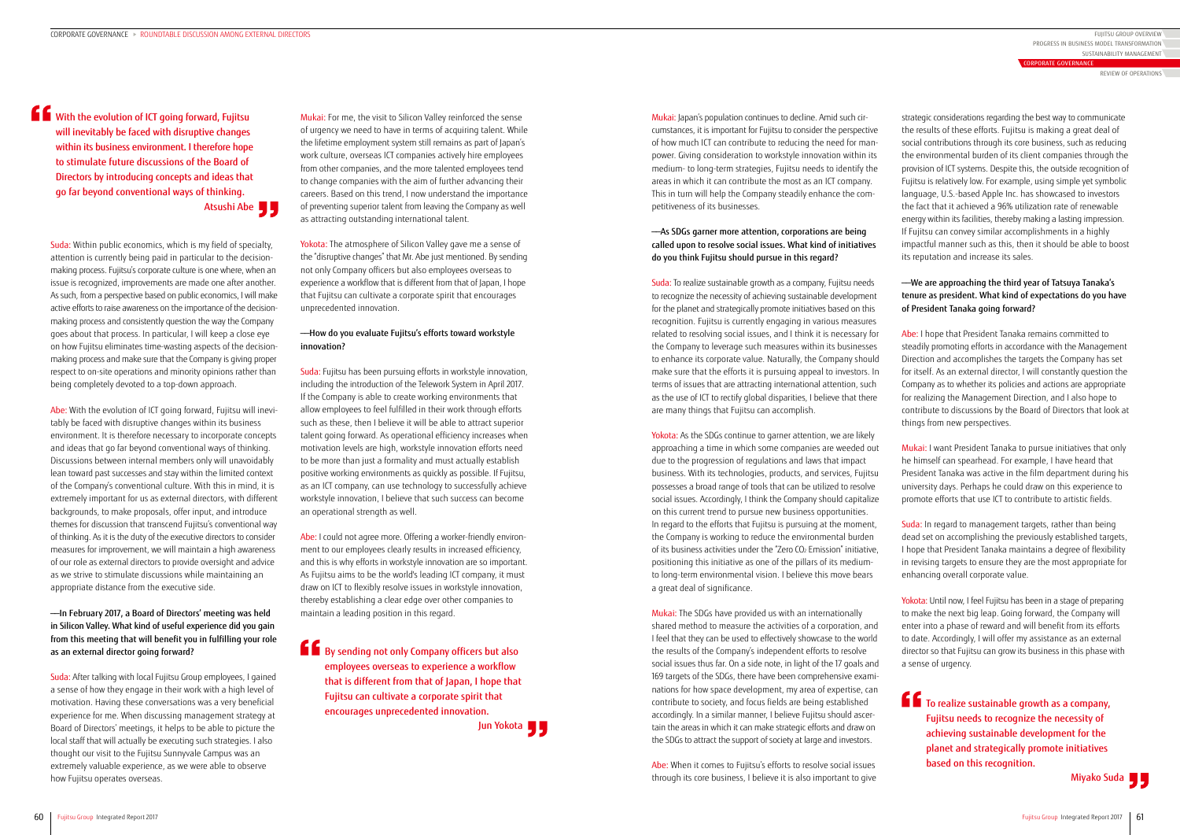> With the evolution of ICT going forward, Fujitsu will inevitably be faced with disruptive changes within its business environment. I therefore hope to stimulate future discussions of the Board of Directors by introducing concepts and ideas that go far beyond conventional ways of thinking.
>
> Atsushi Abe

Suda: Within public economics, which is my field of specialty, attention is currently being paid in particular to the decision-making process. Fujitsu's corporate culture is one where, when an issue is recognized, improvements are made one after another. As such, from a perspective based on public economics, I will make active efforts to raise awareness on the importance of the decision-making process and consistently question the way the Company goes about that process. In particular, I will keep a close eye on how Fujitsu eliminates time-wasting aspects of the decision-making process and make sure that the Company is giving proper respect to on-site operations and minority opinions rather than being completely devoted to a top-down approach.

Abe: With the evolution of ICT going forward, Fujitsu will inevitably be faced with disruptive changes within its business environment. It is therefore necessary to incorporate concepts and ideas that go far beyond conventional ways of thinking. Discussions between internal members only will unavoidably lean toward past successes and stay within the limited context of the Company's conventional culture. With this in mind, it is extremely important for us as external directors, with different backgrounds, to make proposals, offer input, and introduce themes for discussion that transcend Fujitsu's conventional way of thinking. As it is the duty of the executive directors to consider measures for improvement, we will maintain a high awareness of our role as external directors to provide oversight and advice as we strive to stimulate discussions while maintaining an appropriate distance from the executive side.

**—In February 2017, a Board of Directors' meeting was held in Silicon Valley. What kind of useful experience did you gain from this meeting that will benefit you in fulfilling your role as an external director going forward?**

Suda: After talking with local Fujitsu Group employees, I gained a sense of how they engage in their work with a high level of motivation. Having these conversations was a very beneficial experience for me. When discussing management strategy at Board of Directors' meetings, it helps to be able to picture the local staff that will actually be executing such strategies. I also thought our visit to the Fujitsu Sunnyvale Campus was an extremely valuable experience, as we were able to observe how Fujitsu operates overseas.

Mukai: For me, the visit to Silicon Valley reinforced the sense of urgency we need to have in terms of acquiring talent. While the lifetime employment system still remains as part of Japan's work culture, overseas ICT companies actively hire employees from other companies, and the more talented employees tend to change companies with the aim of further advancing their careers. Based on this trend, I now understand the importance of preventing superior talent from leaving the Company as well as attracting outstanding international talent.

Yokota: The atmosphere of Silicon Valley gave me a sense of the "disruptive changes" that Mr. Abe just mentioned. By sending not only Company officers but also employees overseas to experience a workflow that is different from that of Japan, I hope that Fujitsu can cultivate a corporate spirit that encourages unprecedented innovation.

**—How do you evaluate Fujitsu's efforts toward workstyle innovation?**

Suda: Fujitsu has been pursuing efforts in workstyle innovation, including the introduction of the Telework System in April 2017. If the Company is able to create working environments that allow employees to feel fulfilled in their work through efforts such as these, then I believe it will be able to attract superior talent going forward. As operational efficiency increases when motivation levels are high, workstyle innovation efforts need to be more than just a formality and must actually establish positive working environments as quickly as possible. If Fujitsu, as an ICT company, can use technology to successfully achieve workstyle innovation, I believe that such success can become an operational strength as well.

Abe: I could not agree more. Offering a worker-friendly environment to our employees clearly results in increased efficiency, and this is why efforts in workstyle innovation are so important. As Fujitsu aims to be the world's leading ICT company, it must draw on ICT to flexibly resolve issues in workstyle innovation, thereby establishing a clear edge over other companies to maintain a leading position in this regard.

> By sending not only Company officers but also employees overseas to experience a workflow that is different from that of Japan, I hope that Fujitsu can cultivate a corporate spirit that encourages unprecedented innovation.
>
> Jun Yokota

Mukai: Japan's population continues to decline. Amid such circumstances, it is important for Fujitsu to consider the perspective of how much ICT can contribute to reducing the need for manpower. Giving consideration to workstyle innovation within its medium- to long-term strategies, Fujitsu needs to identify the areas in which it can contribute the most as an ICT company. This in turn will help the Company steadily enhance the competitiveness of its businesses.

**—As SDGs garner more attention, corporations are being called upon to resolve social issues. What kind of initiatives do you think Fujitsu should pursue in this regard?**

Suda: To realize sustainable growth as a company, Fujitsu needs to recognize the necessity of achieving sustainable development for the planet and strategically promote initiatives based on this recognition. Fujitsu is currently engaging in various measures related to resolving social issues, and I think it is necessary for the Company to leverage such measures within its businesses to enhance its corporate value. Naturally, the Company should make sure that the efforts it is pursuing appeal to investors. In terms of issues that are attracting international attention, such as the use of ICT to rectify global disparities, I believe that there are many things that Fujitsu can accomplish.

Yokota: As the SDGs continue to garner attention, we are likely approaching a time in which some companies are weeded out due to the progression of regulations and laws that impact business. With its technologies, products, and services, Fujitsu possesses a broad range of tools that can be utilized to resolve social issues. Accordingly, I think the Company should capitalize on this current trend to pursue new business opportunities. In regard to the efforts that Fujitsu is pursuing at the moment, the Company is working to reduce the environmental burden of its business activities under the "Zero $CO_2$ Emission" initiative, positioning this initiative as one of the pillars of its medium- to long-term environmental vision. I believe this move bears a great deal of significance.

Mukai: The SDGs have provided us with an internationally shared method to measure the activities of a corporation, and I feel that they can be used to effectively showcase to the world the results of the Company's independent efforts to resolve social issues thus far. On a side note, in light of the 17 goals and 169 targets of the SDGs, there have been comprehensive examinations for how space development, my area of expertise, can contribute to society, and focus fields are being established accordingly. In a similar manner, I believe Fujitsu should ascertain the areas in which it can make strategic efforts and draw on the SDGs to attract the support of society at large and investors.

Abe: When it comes to Fujitsu's efforts to resolve social issues through its core business, I believe it is also important to give strategic considerations regarding the best way to communicate the results of these efforts. Fujitsu is making a great deal of social contributions through its core business, such as reducing the environmental burden of its client companies through the provision of ICT systems. Despite this, the outside recognition of Fujitsu is relatively low. For example, using simple yet symbolic language, U.S.-based Apple Inc. has showcased to investors the fact that it achieved a 96% utilization rate of renewable energy within its facilities, thereby making a lasting impression. If Fujitsu can convey similar accomplishments in a highly impactful manner such as this, then it should be able to boost its reputation and increase its sales.

**—We are approaching the third year of Tatsuya Tanaka's tenure as president. What kind of expectations do you have of President Tanaka going forward?**

Abe: I hope that President Tanaka remains committed to steadily promoting efforts in accordance with the Management Direction and accomplishes the targets the Company has set for itself. As an external director, I will constantly question the Company as to whether its policies and actions are appropriate for realizing the Management Direction, and I also hope to contribute to discussions by the Board of Directors that look at things from new perspectives.

Mukai: I want President Tanaka to pursue initiatives that only he himself can spearhead. For example, I have heard that President Tanaka was active in the film department during his university days. Perhaps he could draw on this experience to promote efforts that use ICT to contribute to artistic fields.

Suda: In regard to management targets, rather than being dead set on accomplishing the previously established targets, I hope that President Tanaka maintains a degree of flexibility in revising targets to ensure they are the most appropriate for enhancing overall corporate value.

Yokota: Until now, I feel Fujitsu has been in a stage of preparing to make the next big leap. Going forward, the Company will enter into a phase of reward and will benefit from its efforts to date. Accordingly, I will offer my assistance as an external director so that Fujitsu can grow its business in this phase with a sense of urgency.

> To realize sustainable growth as a company, Fujitsu needs to recognize the necessity of achieving sustainable development for the planet and strategically promote initiatives based on this recognition.
>
> Miyako Suda